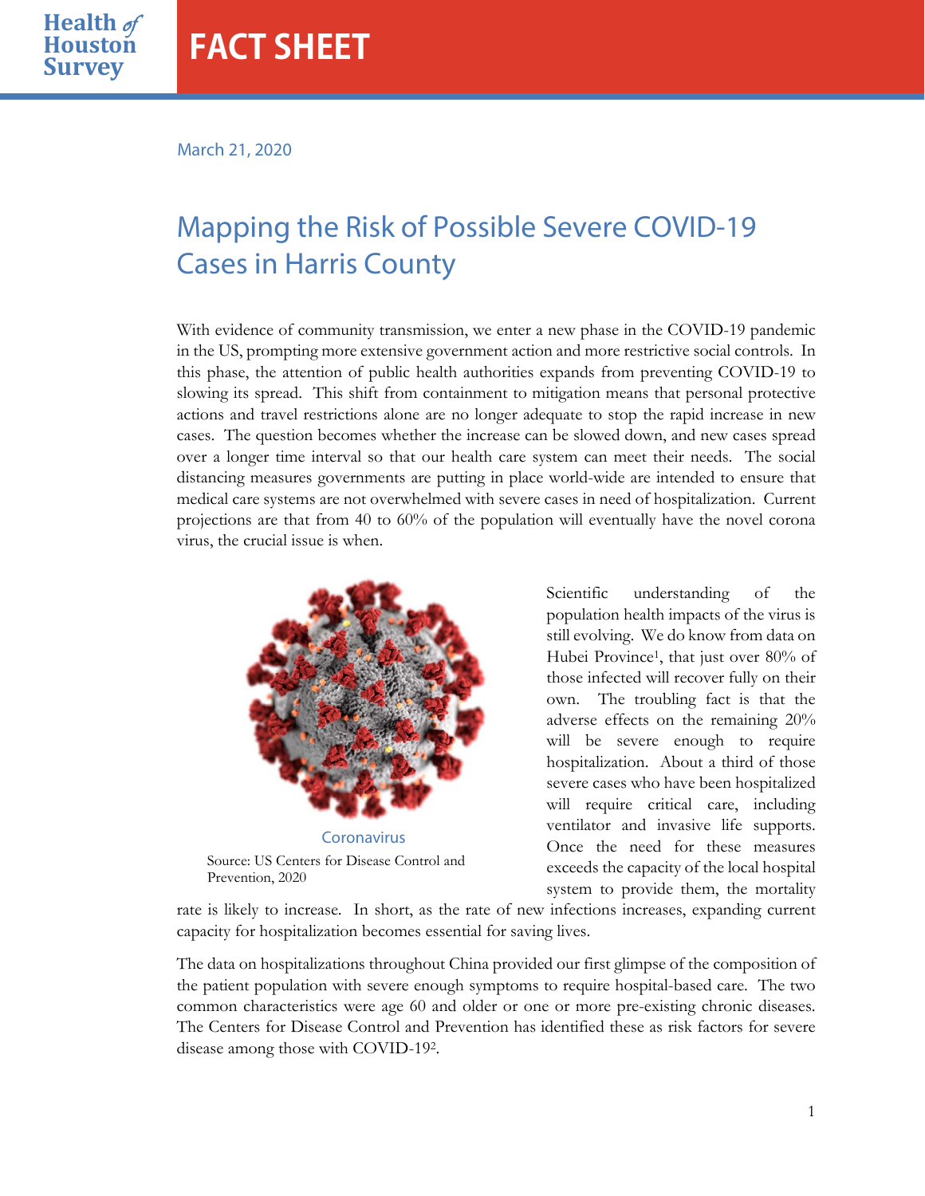Health *of* Houston Survey

# FACT SHEET

March 21, 2020

## Mapping the Risk of Possible Severe COVID-19 Cases in Harris County

With evidence of community transmission, we enter a new phase in the COVID-19 pandemic in the US, prompting more extensive government action and more restrictive social controls. In this phase, the attention of public health authorities expands from preventing COVID-19 to slowing its spread. This shift from containment to mitigation means that personal protective actions and travel restrictions alone are no longer adequate to stop the rapid increase in new cases. The question becomes whether the increase can be slowed down, and new cases spread over a longer time interval so that our health care system can meet their needs. The social distancing measures governments are putting in place world-wide are intended to ensure that medical care systems are not overwhelmed with severe cases in need of hospitalization. Current projections are that from 40 to 60% of the population will eventually have the novel corona virus, the crucial issue is when.

Coronavirus

Source: US Centers for Disease Control and Prevention, 2020

Scientific understanding of the population health impacts of the virus is still evolving. We do know from data on Hubei Province[1], that just over 80% of those infected will recover fully on their own. The troubling fact is that the adverse effects on the remaining 20% will be severe enough to require hospitalization. About a third of those severe cases who have been hospitalized will require critical care, including ventilator and invasive life supports. Once the need for these measures exceeds the capacity of the local hospital system to provide them, the mortality rate is likely to increase. In short, as the rate of new infections increases, expanding current capacity for hospitalization becomes essential for saving lives.

The data on hospitalizations throughout China provided our first glimpse of the composition of the patient population with severe enough symptoms to require hospital-based care. The two common characteristics were age 60 and older or one or more pre-existing chronic diseases. The Centers for Disease Control and Prevention has identified these as risk factors for severe disease among those with COVID-19[2].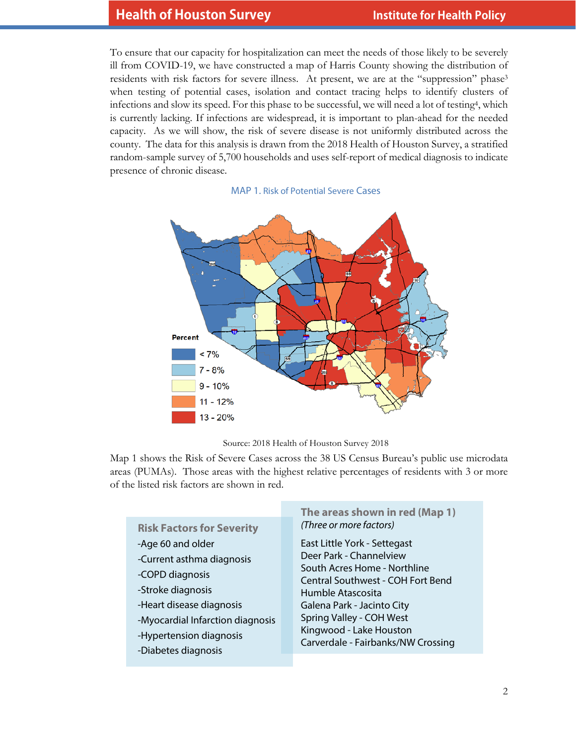To ensure that our capacity for hospitalization can meet the needs of those likely to be severely ill from COVID-19, we have constructed a map of Harris County showing the distribution of residents with risk factors for severe illness. At present, we are at the "suppression" phase[3] when testing of potential cases, isolation and contact tracing helps to identify clusters of infections and slow its speed. For this phase to be successful, we will need a lot of testing[4], which is currently lacking. If infections are widespread, it is important to plan-ahead for the needed capacity. As we will show, the risk of severe disease is not uniformly distributed across the county. The data for this analysis is drawn from the 2018 Health of Houston Survey, a stratified random-sample survey of 5,700 households and uses self-report of medical diagnosis to indicate presence of chronic disease.

MAP 1. Risk of Potential Severe Cases

Percent

- < 7%
- 7 - 8%
- 9 - 10%
- 11 - 12%
- 13 - 20%

Source: 2018 Health of Houston Survey 2018

Map 1 shows the Risk of Severe Cases across the 38 US Census Bureau's public use microdata areas (PUMAs). Those areas with the highest relative percentages of residents with 3 or more of the listed risk factors are shown in red.

**Risk Factors for Severity**

- Age 60 and older
- Current asthma diagnosis
- COPD diagnosis
- Stroke diagnosis
- Heart disease diagnosis
- Myocardial Infarction diagnosis
- Hypertension diagnosis
- Diabetes diagnosis

**The areas shown in red (Map 1)**
*(Three or more factors)*

East Little York - Settegast
Deer Park - Channelview
South Acres Home - Northline
Central Southwest - COH Fort Bend
Humble Atascosita
Galena Park - Jacinto City
Spring Valley - COH West
Kingwood - Lake Houston
Carverdale - Fairbanks/NW Crossing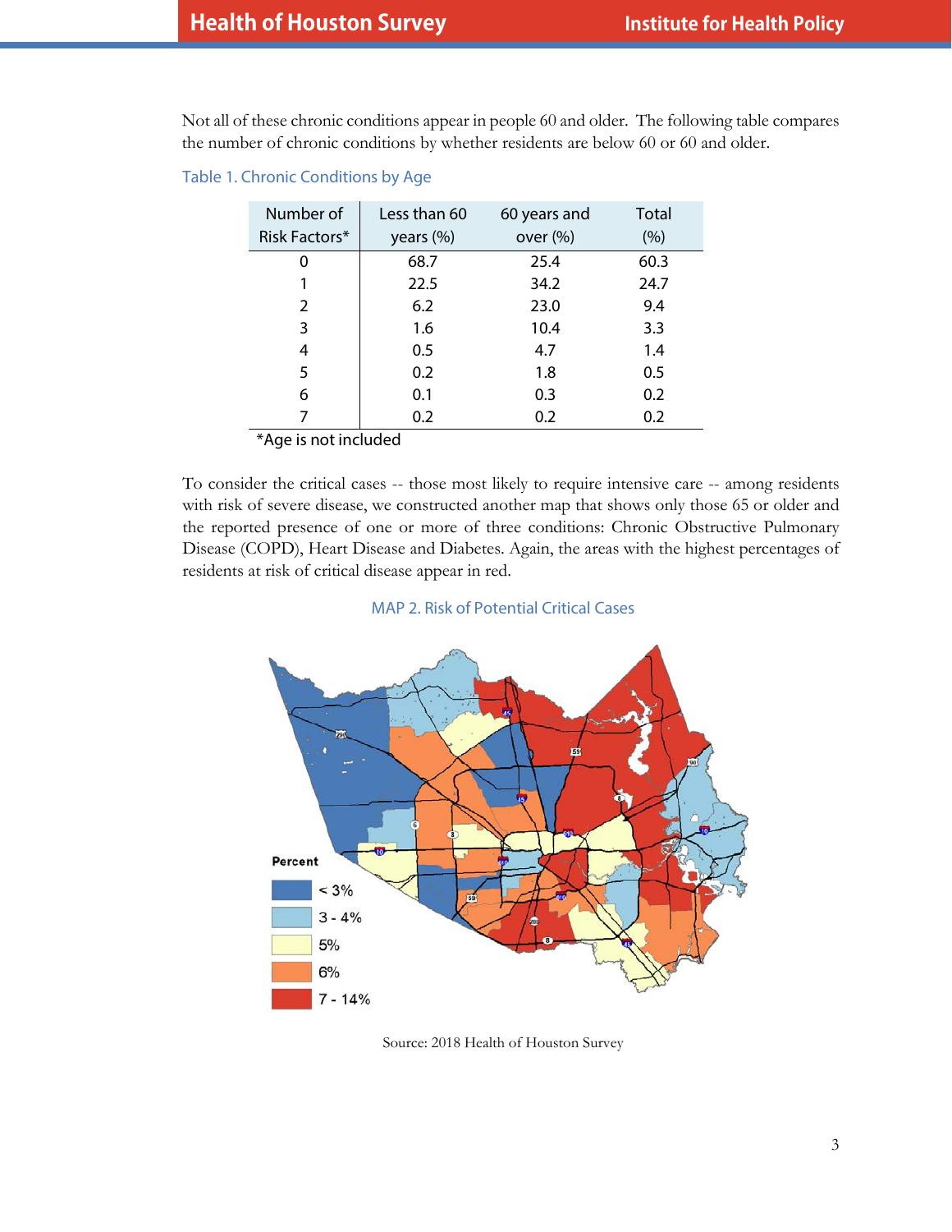Not all of these chronic conditions appear in people 60 and older. The following table compares the number of chronic conditions by whether residents are below 60 or 60 and older.

Table 1. Chronic Conditions by Age

| Number of Risk Factors* | Less than 60 years (%) | 60 years and over (%) | Total (%) |
|---|---|---|---|
| 0 | 68.7 | 25.4 | 60.3 |
| 1 | 22.5 | 34.2 | 24.7 |
| 2 | 6.2 | 23.0 | 9.4 |
| 3 | 1.6 | 10.4 | 3.3 |
| 4 | 0.5 | 4.7 | 1.4 |
| 5 | 0.2 | 1.8 | 0.5 |
| 6 | 0.1 | 0.3 | 0.2 |
| 7 | 0.2 | 0.2 | 0.2 |

*Age is not included

To consider the critical cases -- those most likely to require intensive care -- among residents with risk of severe disease, we constructed another map that shows only those 65 or older and the reported presence of one or more of three conditions: Chronic Obstructive Pulmonary Disease (COPD), Heart Disease and Diabetes. Again, the areas with the highest percentages of residents at risk of critical disease appear in red.

MAP 2. Risk of Potential Critical Cases

Percent
- < 3%
- 3 - 4%
- 5%
- 6%
- 7 - 14%

Source: 2018 Health of Houston Survey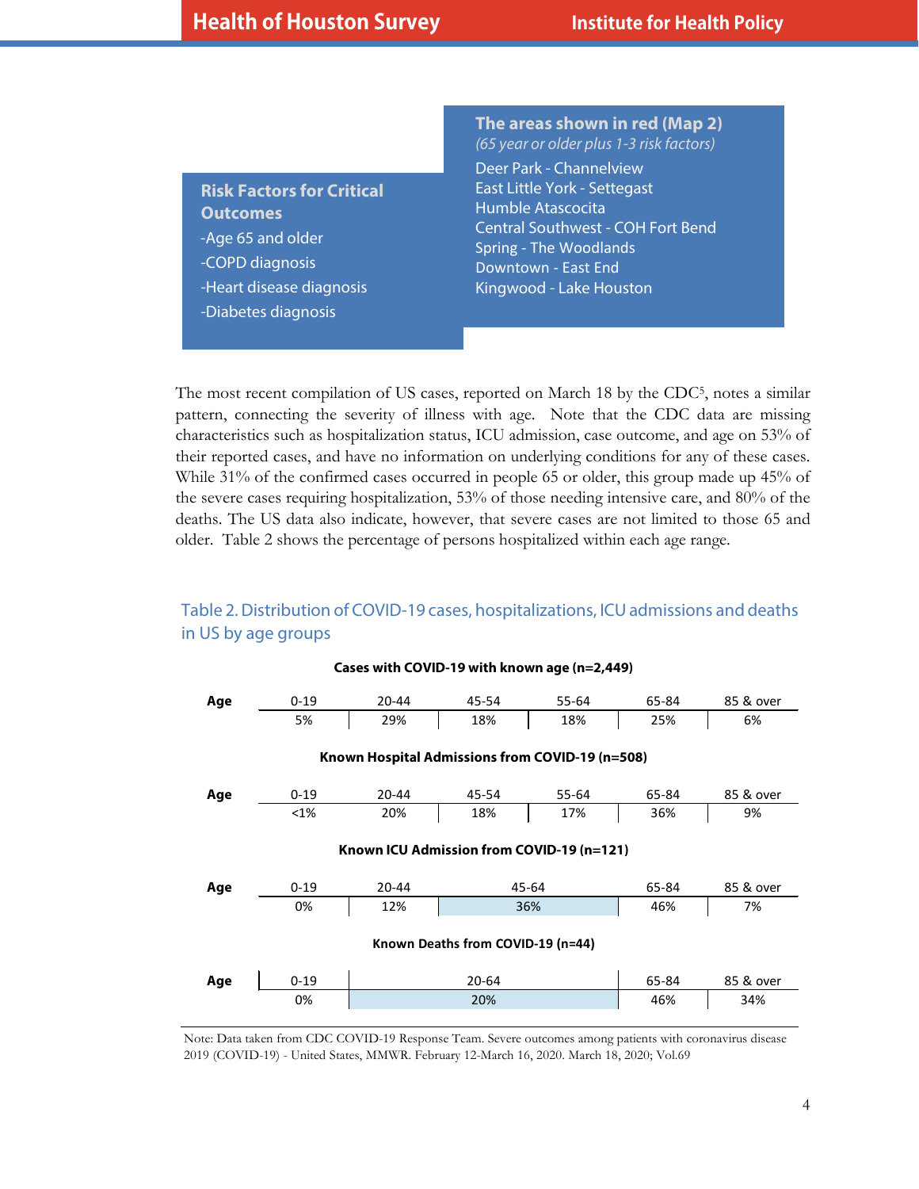**Risk Factors for Critical Outcomes**

-Age 65 and older

-COPD diagnosis

-Heart disease diagnosis

-Diabetes diagnosis

**The areas shown in red (Map 2)**

*(65 year or older plus 1-3 risk factors)*

Deer Park - Channelview
East Little York - Settegast
Humble Atascocita
Central Southwest - COH Fort Bend
Spring - The Woodlands
Downtown - East End
Kingwood - Lake Houston

The most recent compilation of US cases, reported on March 18 by the CDC[5], notes a similar pattern, connecting the severity of illness with age. Note that the CDC data are missing characteristics such as hospitalization status, ICU admission, case outcome, and age on 53% of their reported cases, and have no information on underlying conditions for any of these cases. While 31% of the confirmed cases occurred in people 65 or older, this group made up 45% of the severe cases requiring hospitalization, 53% of those needing intensive care, and 80% of the deaths. The US data also indicate, however, that severe cases are not limited to those 65 and older. Table 2 shows the percentage of persons hospitalized within each age range.

## Table 2. Distribution of COVID-19 cases, hospitalizations, ICU admissions and deaths in US by age groups

**Cases with COVID-19 with known age (n=2,449)**

| Age | 0-19 | 20-44 | 45-54 | 55-64 | 65-84 | 85 & over |
|---|---|---|---|---|---|---|
| | 5% | 29% | 18% | 18% | 25% | 6% |

**Known Hospital Admissions from COVID-19 (n=508)**

| Age | 0-19 | 20-44 | 45-54 | 55-64 | 65-84 | 85 & over |
|---|---|---|---|---|---|---|
| | <1% | 20% | 18% | 17% | 36% | 9% |

**Known ICU Admission from COVID-19 (n=121)**

| Age | 0-19 | 20-44 | 45-64 | 65-84 | 85 & over |
|---|---|---|---|---|---|
| | 0% | 12% | 36% | 46% | 7% |

**Known Deaths from COVID-19 (n=44)**

| Age | 0-19 | 20-64 | 65-84 | 85 & over |
|---|---|---|---|---|
| | 0% | 20% | 46% | 34% |

Note: Data taken from CDC COVID-19 Response Team. Severe outcomes among patients with coronavirus disease 2019 (COVID-19) - United States, MMWR. February 12-March 16, 2020. March 18, 2020; Vol.69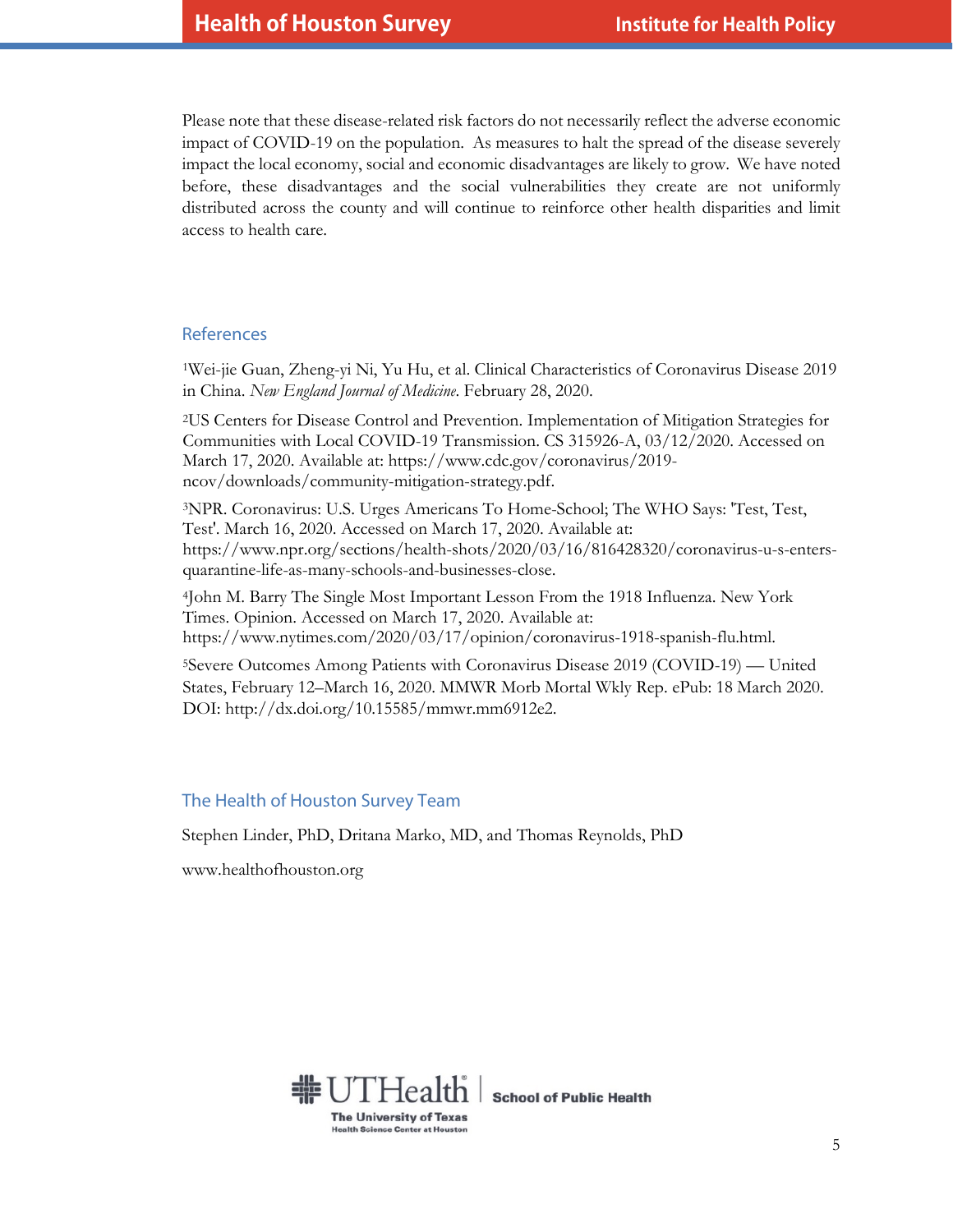Please note that these disease-related risk factors do not necessarily reflect the adverse economic impact of COVID-19 on the population. As measures to halt the spread of the disease severely impact the local economy, social and economic disadvantages are likely to grow. We have noted before, these disadvantages and the social vulnerabilities they create are not uniformly distributed across the county and will continue to reinforce other health disparities and limit access to health care.

## References

[1]Wei-jie Guan, Zheng-yi Ni, Yu Hu, et al. Clinical Characteristics of Coronavirus Disease 2019 in China. *New England Journal of Medicine*. February 28, 2020.

[2]US Centers for Disease Control and Prevention. Implementation of Mitigation Strategies for Communities with Local COVID-19 Transmission. CS 315926-A, 03/12/2020. Accessed on March 17, 2020. Available at: https://www.cdc.gov/coronavirus/2019-ncov/downloads/community-mitigation-strategy.pdf.

[3]NPR. Coronavirus: U.S. Urges Americans To Home-School; The WHO Says: 'Test, Test, Test'. March 16, 2020. Accessed on March 17, 2020. Available at: https://www.npr.org/sections/health-shots/2020/03/16/816428320/coronavirus-u-s-enters-quarantine-life-as-many-schools-and-businesses-close.

[4]John M. Barry The Single Most Important Lesson From the 1918 Influenza. New York Times. Opinion. Accessed on March 17, 2020. Available at: https://www.nytimes.com/2020/03/17/opinion/coronavirus-1918-spanish-flu.html.

[5]Severe Outcomes Among Patients with Coronavirus Disease 2019 (COVID-19) — United States, February 12–March 16, 2020. MMWR Morb Mortal Wkly Rep. ePub: 18 March 2020. DOI: http://dx.doi.org/10.15585/mmwr.mm6912e2.

## The Health of Houston Survey Team

Stephen Linder, PhD, Dritana Marko, MD, and Thomas Reynolds, PhD

www.healthofhouston.org

UTHealth | School of Public Health
The University of Texas Health Science Center at Houston